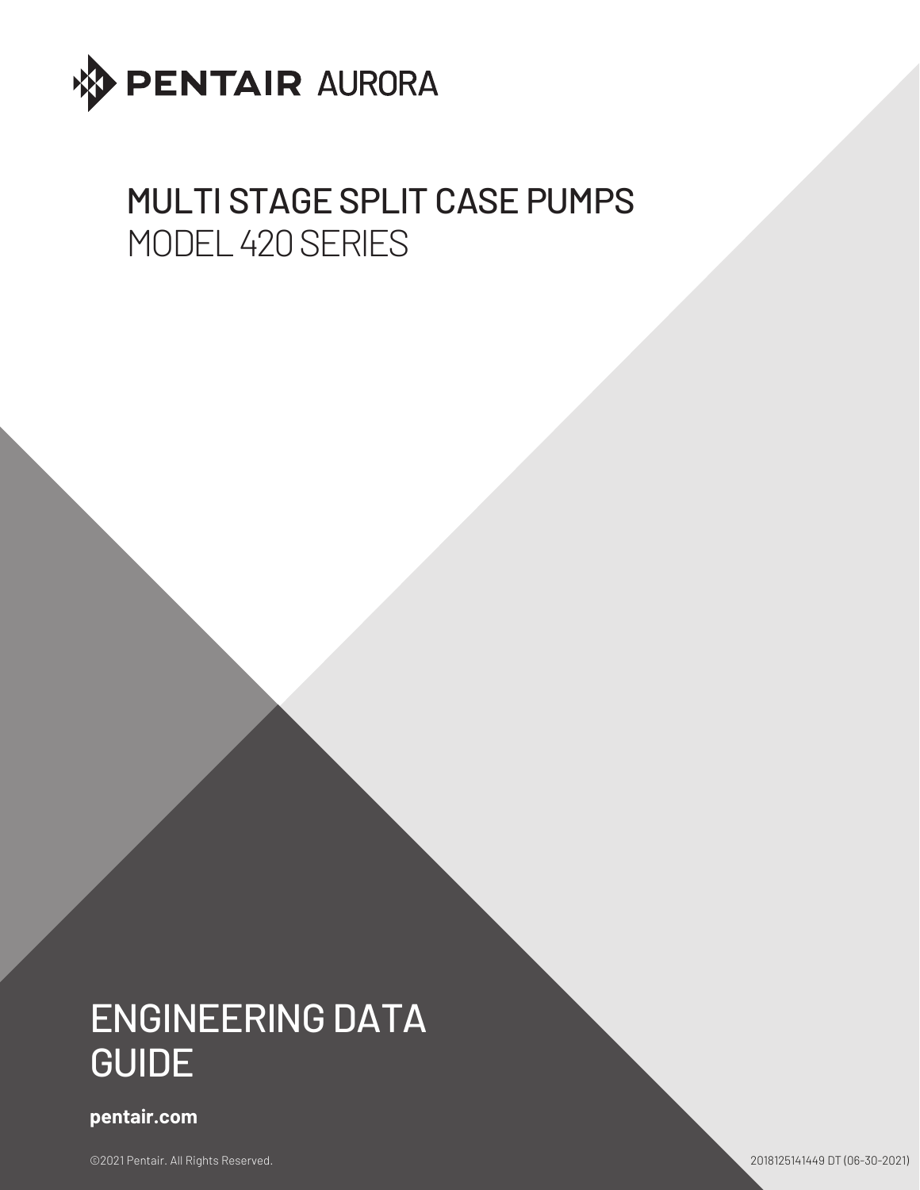PENTAIR AURORA

# MULTI STAGE SPLIT CASE PUMPS

## MODEL 420 SERIES

# ENGINEERING DATA GUIDE

**pentair.com**

©2021 Pentair. All Rights Reserved.

2018125141449 DT (06-30-2021)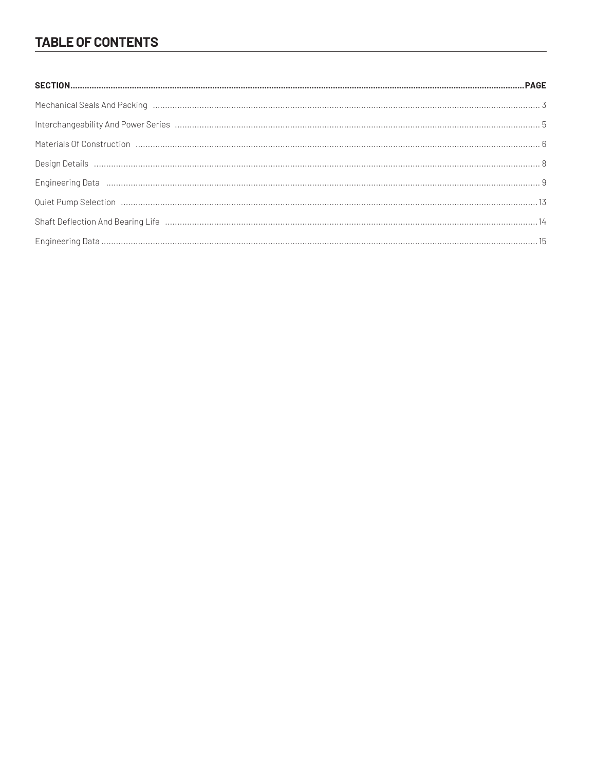## TABLE OF CONTENTS

| SECTION | PAGE |
| --- | --- |
| Mechanical Seals And Packing | 3 |
| Interchangeability And Power Series | 5 |
| Materials Of Construction | 6 |
| Design Details | 8 |
| Engineering Data | 9 |
| Quiet Pump Selection | 13 |
| Shaft Deflection And Bearing Life | 14 |
| Engineering Data | 15 |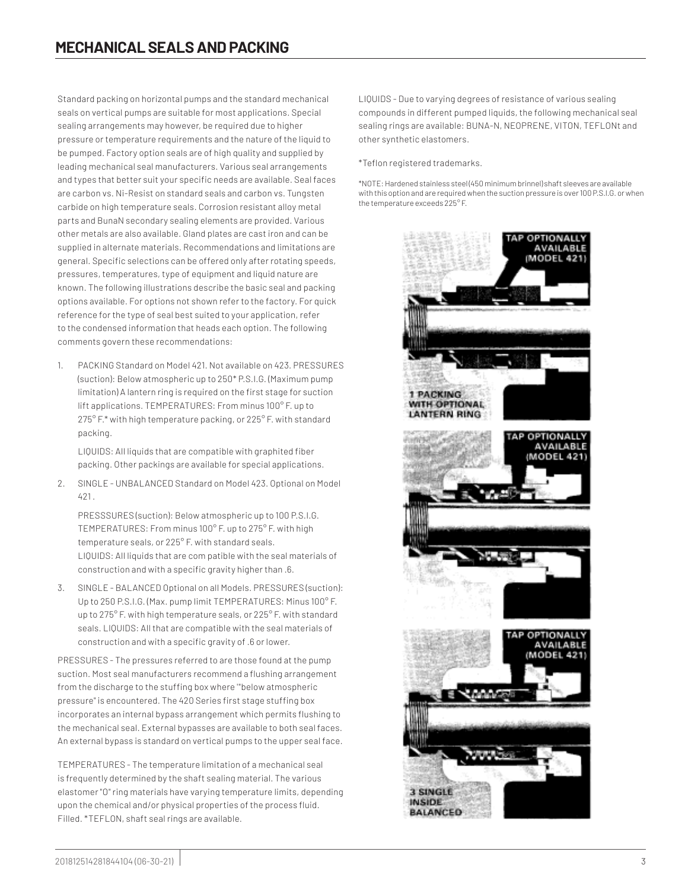# MECHANICAL SEALS AND PACKING

Standard packing on horizontal pumps and the standard mechanical seals on vertical pumps are suitable for most applications. Special sealing arrangements may however, be required due to higher pressure or temperature requirements and the nature of the liquid to be pumped. Factory option seals are of high quality and supplied by leading mechanical seal manufacturers. Various seal arrangements and types that better suit your specific needs are available. Seal faces are carbon vs. Ni-Resist on standard seals and carbon vs. Tungsten carbide on high temperature seals. Corrosion resistant alloy metal parts and BunaN secondary sealing elements are provided. Various other metals are also available. Gland plates are cast iron and can be supplied in alternate materials. Recommendations and limitations are general. Specific selections can be offered only after rotating speeds, pressures, temperatures, type of equipment and liquid nature are known. The following illustrations describe the basic seal and packing options available. For options not shown refer to the factory. For quick reference for the type of seal best suited to your application, refer to the condensed information that heads each option. The following comments govern these recommendations:

1. PACKING Standard on Model 421. Not available on 423. PRESSURES (suction): Below atmospheric up to 250* P.S.I.G. (Maximum pump limitation) A lantern ring is required on the first stage for suction lift applications. TEMPERATURES: From minus 100° F. up to 275° F.* with high temperature packing, or 225° F. with standard packing.

   LIQUIDS: All liquids that are compatible with graphited fiber packing. Other packings are available for special applications.

2. SINGLE - UNBALANCED Standard on Model 423. Optional on Model 421 .

   PRESSSURES (suction): Below atmospheric up to 100 P.S.I.G. TEMPERATURES: From minus 100° F. up to 275° F. with high temperature seals, or 225° F. with standard seals. LIQUIDS: All liquids that are com patible with the seal materials of construction and with a specific gravity higher than .6.

3. SINGLE - BALANCED Optional on all Models. PRESSURES (suction): Up to 250 P.S.I.G. (Max. pump limit TEMPERATURES: Minus 100° F. up to 275° F. with high temperature seals, or 225° F. with standard seals. LIQUIDS: All that are compatible with the seal materials of construction and with a specific gravity of .6 or lower.

PRESSURES - The pressures referred to are those found at the pump suction. Most seal manufacturers recommend a flushing arrangement from the discharge to the stuffing box where '"below atmospheric pressure" is encountered. The 420 Series first stage stuffing box incorporates an internal bypass arrangement which permits flushing to the mechanical seal. External bypasses are available to both seal faces. An external bypass is standard on vertical pumps to the upper seal face.

TEMPERATURES - The temperature limitation of a mechanical seal is frequently determined by the shaft sealing material. The various elastomer "O" ring materials have varying temperature limits, depending upon the chemical and/or physical properties of the process fluid. Filled. *TEFLON, shaft seal rings are available.

LIQUIDS - Due to varying degrees of resistance of various sealing compounds in different pumped liquids, the following mechanical seal sealing rings are available: BUNA-N, NEOPRENE, VITON, TEFLONt and other synthetic elastomers.

*Teflon registered trademarks.

*NOTE: Hardened stainless steel (450 minimum brinnel) shaft sleeves are available with this option and are required when the suction pressure is over 100 P.S.I.G. or when the temperature exceeds 225° F.

TAP OPTIONALLY AVAILABLE (MODEL 421)

1 PACKING WITH OPTIONAL LANTERN RING

TAP OPTIONALLY AVAILABLE (MODEL 421)

TAP OPTIONALLY AVAILABLE (MODEL 421)

3 SINGLE INSIDE BALANCED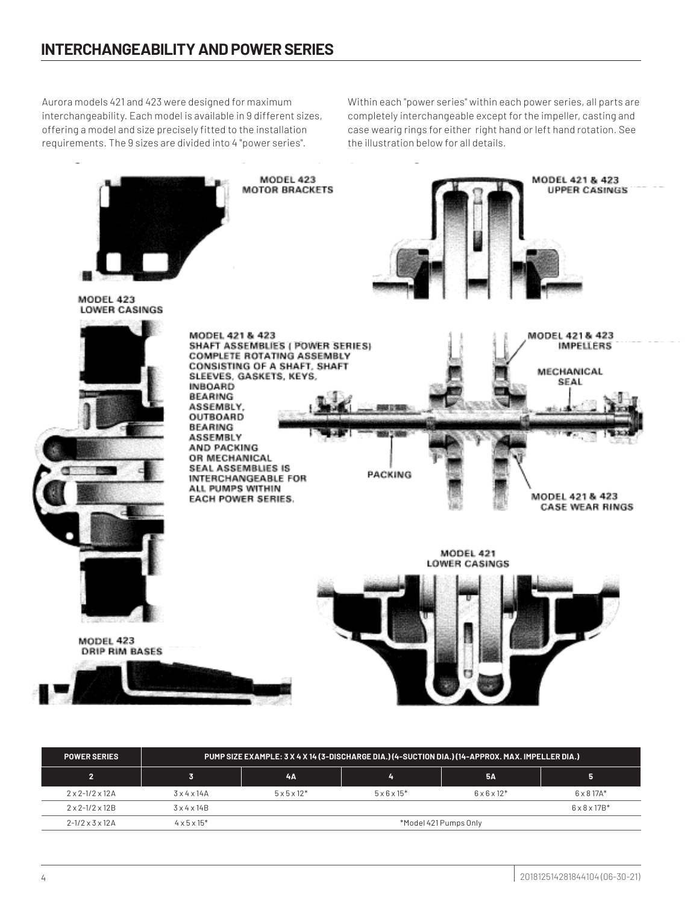## INTERCHANGEABILITY AND POWER SERIES

Aurora models 421 and 423 were designed for maximum interchangeability. Each model is available in 9 different sizes, offering a model and size precisely fitted to the installation requirements. The 9 sizes are divided into 4 "power series".

Within each "power series" within each power series, all parts are completely interchangeable except for the impeller, casting and case wearig rings for either right hand or left hand rotation. See the illustration below for all details.

MODEL 423 MOTOR BRACKETS

MODEL 421 & 423 UPPER CASINGS

MODEL 423 LOWER CASINGS

MODEL 421 & 423 SHAFT ASSEMBLIES (POWER SERIES) COMPLETE ROTATING ASSEMBLY CONSISTING OF A SHAFT, SHAFT SLEEVES, GASKETS, KEYS, INBOARD BEARING ASSEMBLY, OUTBOARD BEARING ASSEMBLY AND PACKING OR MECHANICAL SEAL ASSEMBLIES IS INTERCHANGEABLE FOR ALL PUMPS WITHIN EACH POWER SERIES.

MODEL 421 & 423 IMPELLERS

MECHANICAL SEAL

PACKING

MODEL 421 & 423 CASE WEAR RINGS

MODEL 421 LOWER CASINGS

MODEL 423 DRIP RIM BASES

| POWER SERIES | PUMP SIZE EXAMPLE: 3 X 4 X 14 (3-DISCHARGE DIA.) (4-SUCTION DIA.) (14-APPROX. MAX. IMPELLER DIA.) | | | | |
|---|---|---|---|---|---|
| 2 | 3 | 4A | 4 | 5A | 5 |
| 2 x 2-1/2 x 12A | 3 x 4 x 14A | 5 x 5 x 12* | 5 x 6 x 15* | 6 x 6 x 12* | 6 x 8 17A* |
| 2 x 2-1/2 x 12B | 3 x 4 x 14B | | | | 6 x 8 x 17B* |
| 2-1/2 x 3 x 12A | 4 x 5 x 15* | *Model 421 Pumps Only | | | |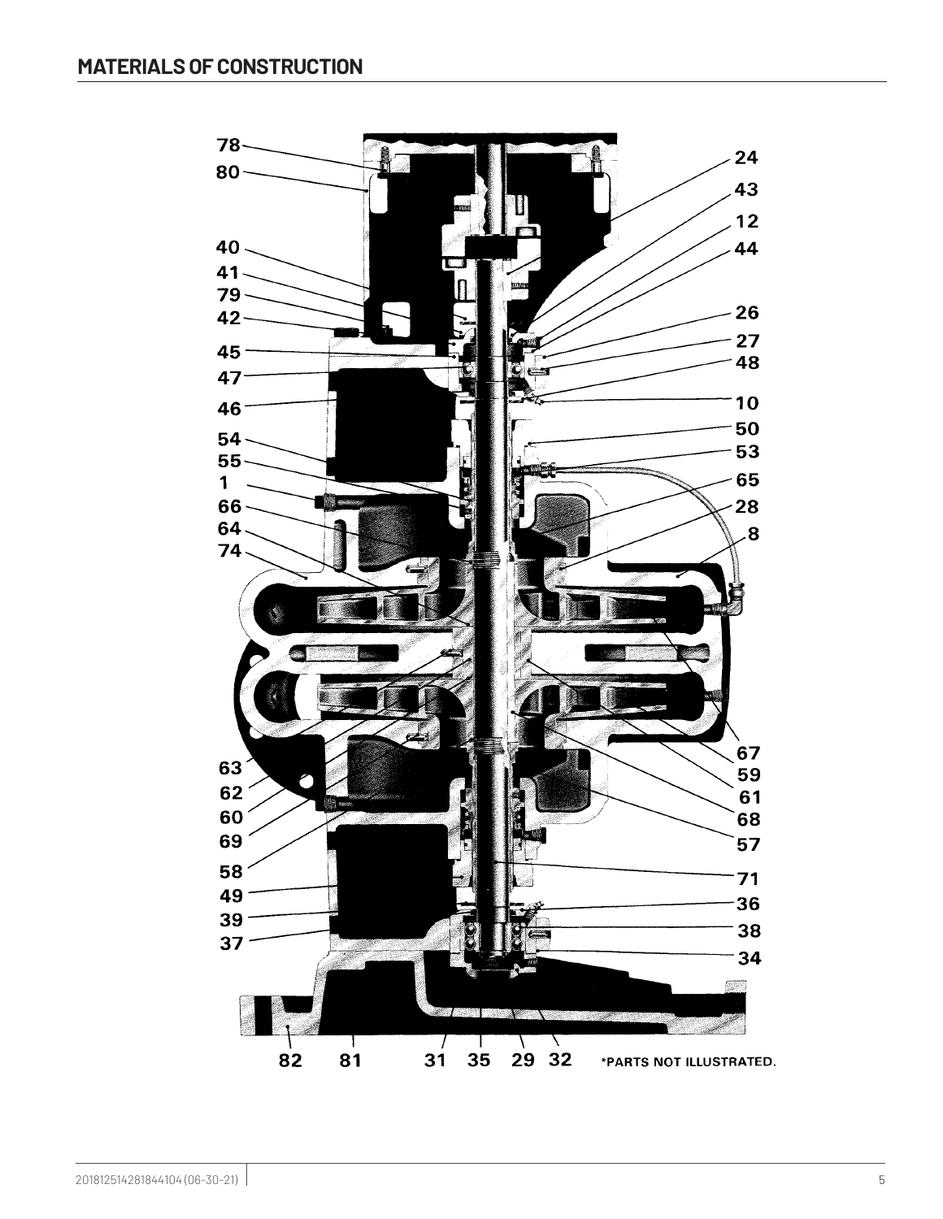## MATERIALS OF CONSTRUCTION

*PARTS NOT ILLUSTRATED.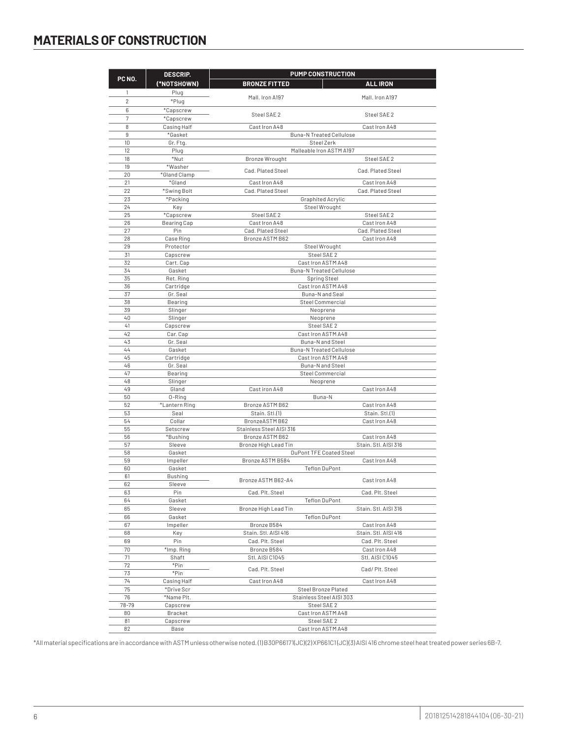# MATERIALS OF CONSTRUCTION

| PC NO. | DESCRIP. (*NOTSHOWN) | PUMP CONSTRUCTION | |
|---|---|---|---|
| | | BRONZE FITTED | ALL IRON |
| 1 | Plug | Mall. Iron A197 | Mall. Iron A197 |
| 2 | *Plug | | |
| 6 | *Capscrew | Steel SAE 2 | Steel SAE 2 |
| 7 | *Capscrew | | |
| 8 | Casing Half | Cast Iron A48 | Cast Iron A48 |
| 9 | *Gasket | Buna-N Treated Cellulose | |
| 10 | Gr. Ftg. | Steel Zerk | |
| 12 | Plug | Malleable Iron ASTM A197 | |
| 18 | *Nut | Bronze Wrought | Steel SAE 2 |
| 19 | *Washer | Cad. Plated Steel | Cad. Plated Steel |
| 20 | *Gland Clamp | | |
| 21 | *Gland | Cast Iron A48 | Cast Iron A48 |
| 22 | *Swing Bolt | Cad. Plated Steel | Cad. Plated Steel |
| 23 | *Packing | Graphited Acrylic | |
| 24 | Key | Steel Wrought | |
| 25 | *Capscrew | Steel SAE 2 | Steel SAE 2 |
| 26 | Bearing Cap | Cast Iron A48 | Cast Iron A48 |
| 27 | Pin | Cad. Plated Steel | Cad. Plated Steel |
| 28 | Case Ring | Bronze ASTM B62 | Cast Iron A48 |
| 29 | Protector | Steel Wrought | |
| 31 | Capscrew | Steel SAE 2 | |
| 32 | Cart. Cap | Cast Iron ASTM A48 | |
| 34 | Gasket | Buna-N Treated Cellulose | |
| 35 | Ret. Ring | Spring Steel | |
| 36 | Cartridge | Cast Iron ASTM A48 | |
| 37 | Gr. Seal | Buna-N and Seal | |
| 38 | Bearing | Steel Commercial | |
| 39 | Slinger | Neoprene | |
| 40 | Slinger | Neoprene | |
| 41 | Capscrew | Steel SAE 2 | |
| 42 | Car. Cap | Cast Iron ASTM A48 | |
| 43 | Gr. Seal | Buna-N and Steel | |
| 44 | Gasket | Buna-N Treated Cellulose | |
| 45 | Cartridge | Cast Iron ASTM A48 | |
| 46 | Gr. Seal | Buna-N and Steel | |
| 47 | Bearing | Steel Commercial | |
| 48 | Slinger | Neoprene | |
| 49 | Gland | Cast iron A48 | Cast Iron A48 |
| 50 | O-Ring | Buna-N | |
| 52 | *Lantern Ring | Bronze ASTM B62 | Cast Iron A48 |
| 53 | Seal | Stain. Stl.(1) | Stain. Stl.(1) |
| 54 | Collar | BronzeASTM B62 | Cast Iron A48 |
| 55 | Setscrew | Stainless Steel AISI 316 | |
| 56 | *Bushing | Bronze ASTM B62 | Cast Iron A48 |
| 57 | Sleeve | Bronze High Lead Tin | Stain. Stl. AISI 316 |
| 58 | Gasket | DuPont TFE Coated Steel | |
| 59 | Impeller | Bronze ASTM B584 | Cast Iron A48 |
| 60 | Gasket | Teflon DuPont | |
| 61 | Bushing | Bronze ASTM B62-A4 | Cast Iron A48 |
| 62 | Sleeve | | |
| 63 | Pin | Cad. Plt. Steel | Cad. Plt. Steel |
| 64 | Gasket | Teflon DuPont | |
| 65 | Sleeve | Bronze High Lead Tin | Stain. Stl. AISI 316 |
| 66 | Gasket | Teflon DuPont | |
| 67 | Impeller | Bronze B584 | Cast Iron A48 |
| 68 | Key | Stain. Stl. AISI 416 | Stain. Stl. AISI 416 |
| 69 | Pin | Cad. Plt. Steel | Cad. Plt. Steel |
| 70 | *Imp. Ring | Bronze B584 | Cast Iron A48 |
| 71 | Shaft | Stl. AISI C1045 | Stl. AISI C1045 |
| 72 | *Pin | Cad. Plt. Steel | Cad/ Plt. Steel |
| 73 | *Pin | | |
| 74 | Casing Half | Cast Iron A48 | Cast Iron A48 |
| 75 | *Drive Scr | Steel Bronze Plated | |
| 76 | *Name Plt. | Stainless Steel AISI 303 | |
| 78-79 | Capscrew | Steel SAE 2 | |
| 80 | Bracket | Cast Iron ASTM A48 | |
| 81 | Capscrew | Steel SAE 2 | |
| 82 | Base | Cast Iron ASTM A48 | |

*All material specifications are in accordance with ASTM unless otherwise noted. (1) B30P66171(JC)(2)XP661C1(JC)(3) AISI 416 chrome steel heat treated power series 6B-7.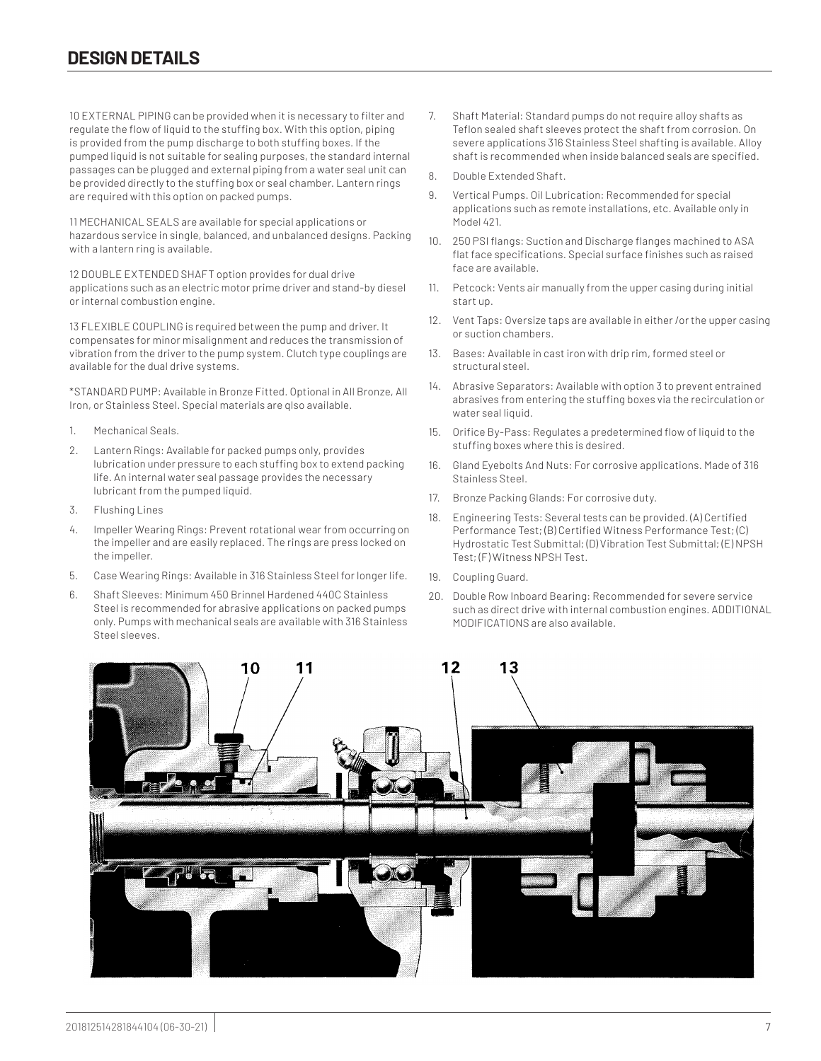## DESIGN DETAILS

10 EXTERNAL PIPING can be provided when it is necessary to filter and regulate the flow of liquid to the stuffing box. With this option, piping is provided from the pump discharge to both stuffing boxes. If the pumped liquid is not suitable for sealing purposes, the standard internal passages can be plugged and external piping from a water seal unit can be provided directly to the stuffing box or seal chamber. Lantern rings are required with this option on packed pumps.

11 MECHANICAL SEALS are available for special applications or hazardous service in single, balanced, and unbalanced designs. Packing with a lantern ring is available.

12 DOUBLE EXTENDED SHAFT option provides for dual drive applications such as an electric motor prime driver and stand-by diesel or internal combustion engine.

13 FLEXIBLE COUPLING is required between the pump and driver. It compensates for minor misalignment and reduces the transmission of vibration from the driver to the pump system. Clutch type couplings are available for the dual drive systems.

*STANDARD PUMP: Available in Bronze Fitted. Optional in All Bronze, All Iron, or Stainless Steel. Special materials are qlso available.

1. Mechanical Seals.
2. Lantern Rings: Available for packed pumps only, provides lubrication under pressure to each stuffing box to extend packing life. An internal water seal passage provides the necessary lubricant from the pumped liquid.
3. Flushing Lines
4. Impeller Wearing Rings: Prevent rotational wear from occurring on the impeller and are easily replaced. The rings are press locked on the impeller.
5. Case Wearing Rings: Available in 316 Stainless Steel for longer life.
6. Shaft Sleeves: Minimum 450 Brinnel Hardened 440C Stainless Steel is recommended for abrasive applications on packed pumps only. Pumps with mechanical seals are available with 316 Stainless Steel sleeves.
7. Shaft Material: Standard pumps do not require alloy shafts as Teflon sealed shaft sleeves protect the shaft from corrosion. On severe applications 316 Stainless Steel shafting is available. Alloy shaft is recommended when inside balanced seals are specified.
8. Double Extended Shaft.
9. Vertical Pumps. Oil Lubrication: Recommended for special applications such as remote installations, etc. Available only in Model 421.
10. 250 PSI flangs: Suction and Discharge flanges machined to ASA flat face specifications. Special surface finishes such as raised face are available.
11. Petcock: Vents air manually from the upper casing during initial start up.
12. Vent Taps: Oversize taps are available in either /or the upper casing or suction chambers.
13. Bases: Available in cast iron with drip rim, formed steel or structural steel.
14. Abrasive Separators: Available with option 3 to prevent entrained abrasives from entering the stuffing boxes via the recirculation or water seal liquid.
15. Orifice By-Pass: Regulates a predetermined flow of liquid to the stuffing boxes where this is desired.
16. Gland Eyebolts And Nuts: For corrosive applications. Made of 316 Stainless Steel.
17. Bronze Packing Glands: For corrosive duty.
18. Engineering Tests: Several tests can be provided. (A) Certified Performance Test; (B) Certified Witness Performance Test; (C) Hydrostatic Test Submittal; (D) Vibration Test Submittal; (E) NPSH Test; (F) Witness NPSH Test.
19. Coupling Guard.
20. Double Row Inboard Bearing: Recommended for severe service such as direct drive with internal combustion engines. ADDITIONAL MODIFICATIONS are also available.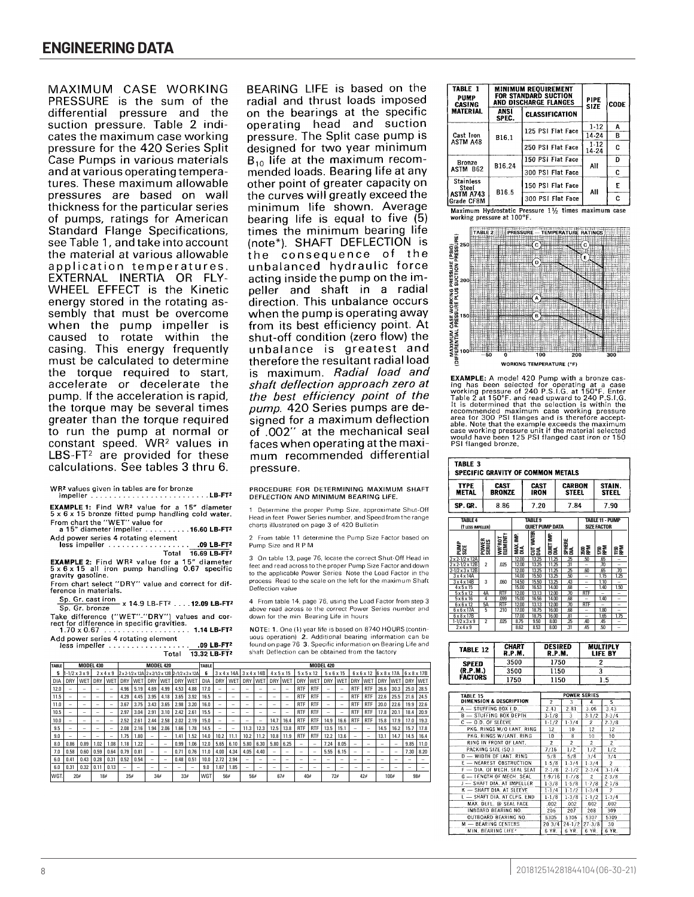# ENGINEERING DATA

MAXIMUM CASE WORKING PRESSURE is the sum of the differential pressure and the suction pressure. Table 2 indicates the maximum case working pressure for the 420 Series Split Case Pumps in various materials and at various operating temperatures. These maximum allowable pressures are based on wall thickness for the particular series of pumps, ratings for American Standard Flange Specifications, see Table 1, and take into account the material at various allowable application temperatures. EXTERNAL INERTIA OR FLYWHEEL EFFECT is the Kinetic energy stored in the rotating assembly that must be overcome when the pump impeller is caused to rotate within the casing. This energy frequently must be calculated to determine the torque required to start, accelerate or decelerate the pump. If the acceleration is rapid, the torque may be several times greater than the torque required to run the pump at normal or constant speed. $WR^2$ values in $LBS\text{-}FT^2$ are provided for these calculations. See tables 3 thru 6.

$WR^2$ values given in tables are for bronze impeller .......................... $LB\text{-}FT^2$

**EXAMPLE 1:** Find $WR^2$ value for a 15" diameter 5 x 6 x 15 bronze fitted pump handling cold water.

From chart the "WET" value for a 15" diameter impeller .......... 16.60 $LB\text{-}FT^2$

Add power series 4 rotating element less impeller .................. .09 $LB\text{-}FT^2$

Total 16.69 $LB\text{-}FT^2$

**EXAMPLE 2:** Find $WR^2$ value for a 15" diameter 5 x 6 x 15 all iron pump handling 0.67 specific gravity gasoline.

From chart select "DRY" value and correct for difference in materials.

$$\frac{\text{Sp. Gr. cast iron}}{\text{Sp. Gr. bronze}} \times 14.9 \text{ LB-FT}^2 \ldots\ldots 12.09 \text{ LB-FT}^2$$

Take difference ("WET"-"DRY") values and correct for difference in specific gravities.

1.70 x 0.67 ................... 1.14 $LB\text{-}FT^2$

Add power series 4 rotating element less impeller .................. .09 $LB\text{-}FT^2$

Total 13.32 $LB\text{-}FT^2$

BEARING LIFE is based on the radial and thrust loads imposed on the bearings at the specific operating head and suction pressure. The Split case pump is designed for two year minimum $B_{10}$ life at the maximum recommended loads. Bearing life at any other point of greater capacity on the curves will greatly exceed the minimum life shown. Average bearing life is equal to five (5) times the minimum bearing life (note*). SHAFT DEFLECTION is the consequence of the unbalanced hydraulic force acting inside the pump on the impeller and shaft in a radial direction. This unbalance occurs when the pump is operating away from its best efficiency point. At shut-off condition (zero flow) the unbalance is greatest and therefore the resultant radial load is maximum. *Radial load and shaft deflection approach zero at the best efficiency point of the pump.* 420 Series pumps are designed for a maximum deflection of .002" at the mechanical seal faces when operating at the maximum recommended differential pressure.

PROCEDURE FOR DETERMINING MAXIMUM SHAFT DEFLECTION AND MINIMUM BEARING LIFE.

1 Determine the proper Pump Size, approximate Shut-Off Head in feet Power Series number, and Speed from the range charts illustrated on page 3 of 420 Bulletin

2 From table 11 determine the Pump Size Factor based on Pump Size and R P M

3 On table 13, page 76, locate the correct Shut-Off Head in feet and read across to the proper Pump Size Factor and down to the applicable Power Series Note the Load Factor in the process Read to the scale on the left for the maximum Shaft Deflection value

4 From table 14, page 76, using the Load Factor from step 3 above read across to the correct Power Series number and down for the min Bearing Life in hours

NOTE: 1. One (1) year life is based on 8740 HOURS (continuous operation) 2. Additional bearing information can be found on page 76 3. Specific information on Bearing Life and shaft Deflection can be obtained from the factory

| TABLE | MODEL 430 | | | | MODEL 420 | | | | | | TABLE | MODEL 420 | | | | | | | | | | | | | | | |
|---|---|---|---|---|---|---|---|---|---|---|---|---|---|---|---|---|---|---|---|---|---|---|---|---|---|---|---|
| 5 | 1-1/2 x 3 x 9 | | 2 x 4 x 9 | | 2 x 2-1/2 x 12A | | 2 x 2-1/2 x 12B | | 2-1/2 x 3 x 12A | | 6 | 3 x 4 x 14A | | 3 x 4 x 14B | | 4 x 5 x 15 | | 5 x 5 x 12 | | 5 x 6 x 15 | | 6 x 6 x 12 | | 6 x 8 x 17A | | 6 x 8 x 17B | |
| DIA | DRY | WET | DRY | WET | DRY | WET | DRY | WET | DRY | WET | DIA | DRY | WET | DRY | WET | DRY | WET | DRY | WET | DRY | WET | DRY | WET | DRY | WET | DRY | WET |
| 12.0 | – | – | – | – | 4.96 | 5.19 | 4.69 | 4.99 | 4.53 | 4.88 | 17.0 | – | – | – | – | – | – | RTF | RTF | – | – | RTF | RTF | 26.6 | 30.3 | 25.0 | 28.5 |
| 11.5 | – | – | – | – | 4.29 | 4.45 | 3.95 | 4.18 | 3.65 | 3.92 | 16.5 | – | – | – | – | – | – | RTF | RTF | – | – | RTF | RTF | 22.6 | 25.5 | 21.6 | 24.5 |
| 11.0 | – | – | – | – | 3.67 | 3.75 | 3.43 | 3.65 | 2.98 | 3.20 | 16.0 | – | – | – | – | – | – | RTF | RTF | – | – | RTF | RTF | 20.0 | 22.6 | 19.9 | 22.6 |
| 10.5 | – | – | – | – | 2.97 | 3.04 | 2.91 | 3.10 | 2.42 | 2.61 | 15.5 | – | – | – | – | – | – | RTF | RTF | – | – | RTF | RTF | 17.8 | 20.1 | 18.4 | 20.9 |
| 10.0 | – | – | – | – | 2.52 | 2.61 | 2.44 | 2.58 | 2.02 | 2.19 | 15.0 | – | – | – | – | 14.7 | 16.4 | RTF | RTF | 14.9 | 16.6 | RTF | RTF | 15.8 | 17.9 | 17.0 | 19.3 |
| 9.5 | – | – | – | – | 2.08 | 2.16 | 1.94 | 2.06 | 1.66 | 1.78 | 14.5 | – | – | 11.3 | 12.3 | 12.5 | 13.8 | RTF | RTF | 13.5 | 15.1 | – | – | 14.5 | 16.2 | 15.7 | 17.8 |
| 9.0 | – | – | – | – | 1.75 | 1.80 | – | – | 1.41 | 1.52 | 14.0 | 10.2 | 11.1 | 10.2 | 11.2 | 10.8 | 11.9 | RTF | RTF | 12.2 | 13.6 | – | – | 13.1 | 14.7 | 14.5 | 16.4 |
| 8.0 | 0.86 | 0.89 | 1.02 | 1.08 | 1.18 | 1.22 | – | – | 0.99 | 1.06 | 12.0 | 5.65 | 6.10 | 5.80 | 6.30 | 5.80 | 6.25 | – | – | 7.24 | 8.05 | – | – | – | – | 9.85 | 11.0 |
| 7.0 | 0.58 | 0.60 | 0.59 | 0.64 | 0.79 | 0.81 | – | – | 0.71 | 0.76 | 11.0 | 4.00 | 4.34 | 4.05 | 4.40 | – | – | – | – | 5.55 | 6.15 | – | – | – | – | 7.30 | 8.20 |
| 6.0 | 0.41 | 0.43 | 0.28 | 0.31 | 0.52 | 0.54 | – | – | 0.48 | 0.51 | 10.0 | 2.72 | 2.94 | – | – | – | – | – | – | – | – | – | – | – | – | – | – |
| 6.0 | 0.31 | 0.32 | 0.11 | 0.13 | – | – | – | – | – | – | 9.0 | 1.67 | 1.85 | – | – | – | – | – | – | – | – | – | – | – | – | – | – |
| WGT. | 20# | | 18# | | 35# | | 34# | | 33# | | WGT | 56# | | 56# | | 67# | | 40# | | 72# | | 42# | | 100# | | 98# | |

| TABLE 1 PUMP CASING MATERIAL | MINIMUM REQUIREMENT FOR STANDARD SUCTION AND DISCHARGE FLANGES — ANSI SPEC. | CLASSIFICATION | PIPE SIZE | CODE |
|---|---|---|---|---|
| Cast Iron ASTM A48 | B16.1 | 125 PSI Flat Face | 1-12 | A |
| | | | 14-24 | B |
| | | 250 PSI Flat Face | 1-12 14-24 | C |
| Bronze ASTM B62 | B16.24 | 150 PSI Flat Face | All | D |
| | | 300 PSI Flat Face | | C |
| Stainless Steel ASTM A743 Grade CF8M | B16.5 | 150 PSI Flat Face | All | E |
| | | 300 PSI Flat Face | | C |

Maximum Hydrostatic Pressure 1½ times maximum case working pressure at 100°F.

TABLE 2 PRESSURE — TEMPERATURE RATINGS

MAXIMUM CASE WORKING PRESSURE (PSIG) (DIFFERENTIAL PRESSURE PLUS SUCTION PRESSURE)

WORKING TEMPERATURE (°F)

**EXAMPLE:** A model 420 Pump with a bronze casing has been selected for operating at a case working pressure of 240 P.S.I.G. at 150°F. Enter Table 2 at 150°F. and read upward to 240 P.S.I.G. It is determined that the selection is within the recommended maximum case working pressure area for 300 PSI flanges and is therefore acceptable. Note that the example exceeds the maximum case working pressure unit if the material selected would have been 125 PSI flanged cast iron or 150 PSI flanged bronze.

| TABLE 3 SPECIFIC GRAVITY OF COMMON METALS | | | | |
|---|---|---|---|---|
| TYPE METAL | CAST BRONZE | CAST IRON | CARBON STEEL | STAIN. STEEL |
| SP. GR. | 8.86 | 7.20 | 7.84 | 7.90 |

| TABLE 4 († LESS IMPELLER) | | | TABLE 9 QUIET PUMP DATA | | | | TABLE 11 - PUMP SIZE FACTOR | | |
|---|---|---|---|---|---|---|---|---|---|
| PUMP SIZE | POWER SERIES | WR² ROT ELEMENT† | MAX. IMP. DIA. | CUT WATER DIA. | QUIET IMP. DIA. | SPHERE DIA. | 3500 RPM | 1750 RPM | 1150 RPM |
| 2 x 2-1/2 x 12A | 2 | .025 | 12.00 | 13.25 | 11.25 | .25 | .90 | .65 | – |
| 2 x 2-1/2 x 12B | | | 12.00 | 13.25 | 11.25 | .31 | – | .70 | – |
| 2-1/2 x 3 x 12B | | | 12.00 | 13.25 | 11.25 | .25 | .60 | .65 | .70 |
| 3 x 4 x 14A | 3 | .060 | 14.00 | 15.50 | 13.25 | .50 | – | 1.15 | 1.25 |
| 3 x 4 x 14B | | | 14.50 | 15.50 | 13.25 | .43 | – | 1.10 | – |
| 4 x 5 x 15 | | | 15.00 | 16.53 | 14.00 | .68 | – | 1.40 | 1.50 |
| 5 x 5 x 12 | 4A | RTF | 12.00 | 13.25 | 12.00 | .70 | RTF | – | – |
| 5 x 6 x 16 | 4 | .099 | 15.00 | 16.56 | 14.00 | .68 | – | 1.40 | – |
| 6 x 6 x 12 | 5A | RTF | 12.00 | 13.13 | 12.00 | .70 | RTF | – | – |
| 6 x 6 x 17A | 5 | .210 | 17.00 | 18.75 | 16.00 | .88 | – | 1.80 | – |
| 6 x 8 x 17B | | | 17.00 | 18.75 | 16.00 | .81 | – | 1.65 | 1.75 |
| 1-1/2 x 3 x 9 | 2 | .025 | 8.75 | 9.50 | 8.00 | .25 | .40 | .45 | – |
| 2 x 4 x 9 | | | 8.62 | 8.53 | 8.00 | .31 | .45 | .50 | – |

| TABLE 12 SPEED (R.P.M.) FACTORS | CHART R.P.M. | DESIRED R.P.M. | MULTIPLY LIFE BY |
|---|---|---|---|
| | 3500 | 1750 | 2 |
| | 3500 | 1150 | 3 |
| | 1750 | 1150 | 1.5 |

| TABLE 15 DIMENSION & DESCRIPTION | POWER SERIES 2 | 3 | 4 | 5 |
|---|---|---|---|---|
| A — STUFFING BOX I.D. | 2.43 | 2.81 | 3.06 | 3.43 |
| B — STUFFING BOX DEPTH | 3-1/8 | 3 | 3-1/2 | 3-3/4 |
| C — O.D. OF SLEEVE | 1-1/2 | 1-3/4 | 2 | 2-3/8 |
| PKG. RINGS W/O LANT. RING | 12 | 10 | 12 | 12 |
| PKG. RINGS W/LANT. RING | 10 | 8 | 10 | 10 |
| RING IN FRONT OF LANT. | 2 | 2 | 2 | 2 |
| PACKING SIZE (SQ.) | 7/16 | 1/2 | 1/2 | 1/2 |
| D — WIDTH OF LANT. RING | 5/8 | 5/8 | 3/4 | 3/4 |
| E — NEAREST OBSTRUCTION | 1-5/8 | 1-3/4 | 1-3/4 | 2 |
| F — DIA. OF MECH. SEAL SEAT | 2-1/8 | 2-1/2 | 2-3/4 | 3-1/4 |
| G — LENGTH OF MECH. SEAL | 1-9/16 | 1-7/8 | 2 | 2-3/8 |
| J — SHAFT DIA. AT IMPELLER | 1-3/8 | 1-5/8 | 1-7/8 | 2-1/8 |
| K — SHAFT DIA. AT SLEEVE | 1-1/4 | 1-1/2 | 1-3/4 | 2 |
| L — SHAFT DIA. AT CLPG. END | 1-1/8 | 1-3/8 | 1-1/2 | 1-3/4 |
| MAX. DEFL. @ SEAL FACE | .002 | .002 | .002 | .002 |
| INBOARD BEARING NO. | 206 | 207 | 208 | 309 |
| OUTBOARD BEARING NO. | 5305 | 5306 | 5307 | 5309 |
| M — BEARING CENTERS | 20 3/4 | 24-1/2 | 27-3/8 | 30 |
| MIN. BEARING LIFE* | 6 YR. | 6 YR. | 6 YR. | 6 YR. |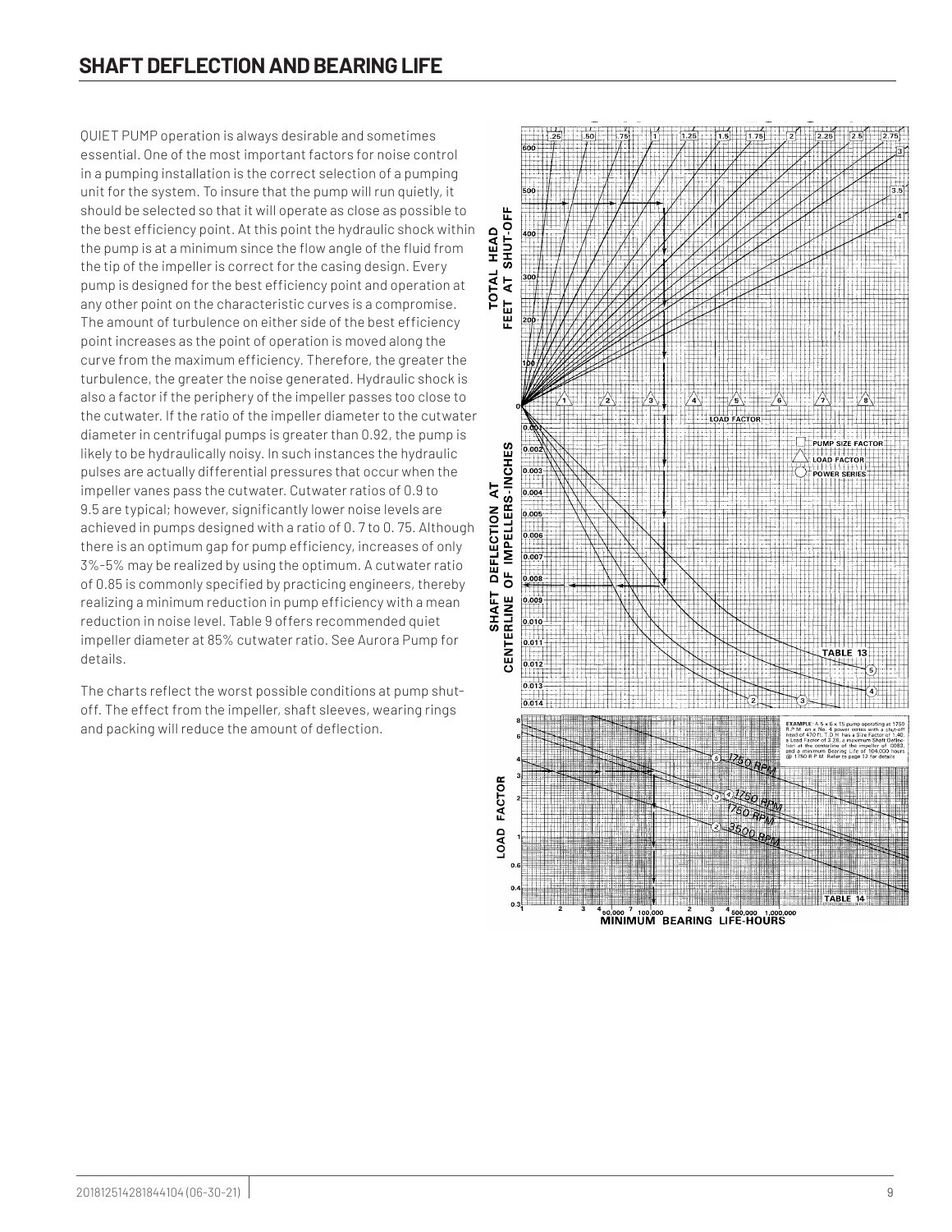## SHAFT DEFLECTION AND BEARING LIFE

QUIET PUMP operation is always desirable and sometimes essential. One of the most important factors for noise control in a pumping installation is the correct selection of a pumping unit for the system. To insure that the pump will run quietly, it should be selected so that it will operate as close as possible to the best efficiency point. At this point the hydraulic shock within the pump is at a minimum since the flow angle of the fluid from the tip of the impeller is correct for the casing design. Every pump is designed for the best efficiency point and operation at any other point on the characteristic curves is a compromise. The amount of turbulence on either side of the best efficiency point increases as the point of operation is moved along the curve from the maximum efficiency. Therefore, the greater the turbulence, the greater the noise generated. Hydraulic shock is also a factor if the periphery of the impeller passes too close to the cutwater. If the ratio of the impeller diameter to the cutwater diameter in centrifugal pumps is greater than 0.92, the pump is likely to be hydraulically noisy. In such instances the hydraulic pulses are actually differential pressures that occur when the impeller vanes pass the cutwater. Cutwater ratios of 0.9 to 9.5 are typical; however, significantly lower noise levels are achieved in pumps designed with a ratio of 0. 7 to 0. 75. Although there is an optimum gap for pump efficiency, increases of only 3%-5% may be realized by using the optimum. A cutwater ratio of 0.85 is commonly specified by practicing engineers, thereby realizing a minimum reduction in pump efficiency with a mean reduction in noise level. Table 9 offers recommended quiet impeller diameter at 85% cutwater ratio. See Aurora Pump for details.

The charts reflect the worst possible conditions at pump shut-off. The effect from the impeller, shaft sleeves, wearing rings and packing will reduce the amount of deflection.

TOTAL HEAD FEET AT SHUT-OFF

SHAFT DEFLECTION AT CENTERLINE OF IMPELLERS-INCHES

LOAD FACTOR

PUMP SIZE FACTOR

LOAD FACTOR

POWER SERIES

TABLE 13

EXAMPLE: A 5 x 6 x 15 pump operating at 1750 R.P.M. on a No. 4 power series with a shut-off head of 470 ft. T.D.H. has a Size Factor of 1.40, a Load Factor of 3.28, a maximum Shaft Deflection at the centerline of the impeller of .0083, and a minimum Bearing Life of 104,000 hours @ 1750 R.P.M. Refer to page 12 for details.

TABLE 14

MINIMUM BEARING LIFE-HOURS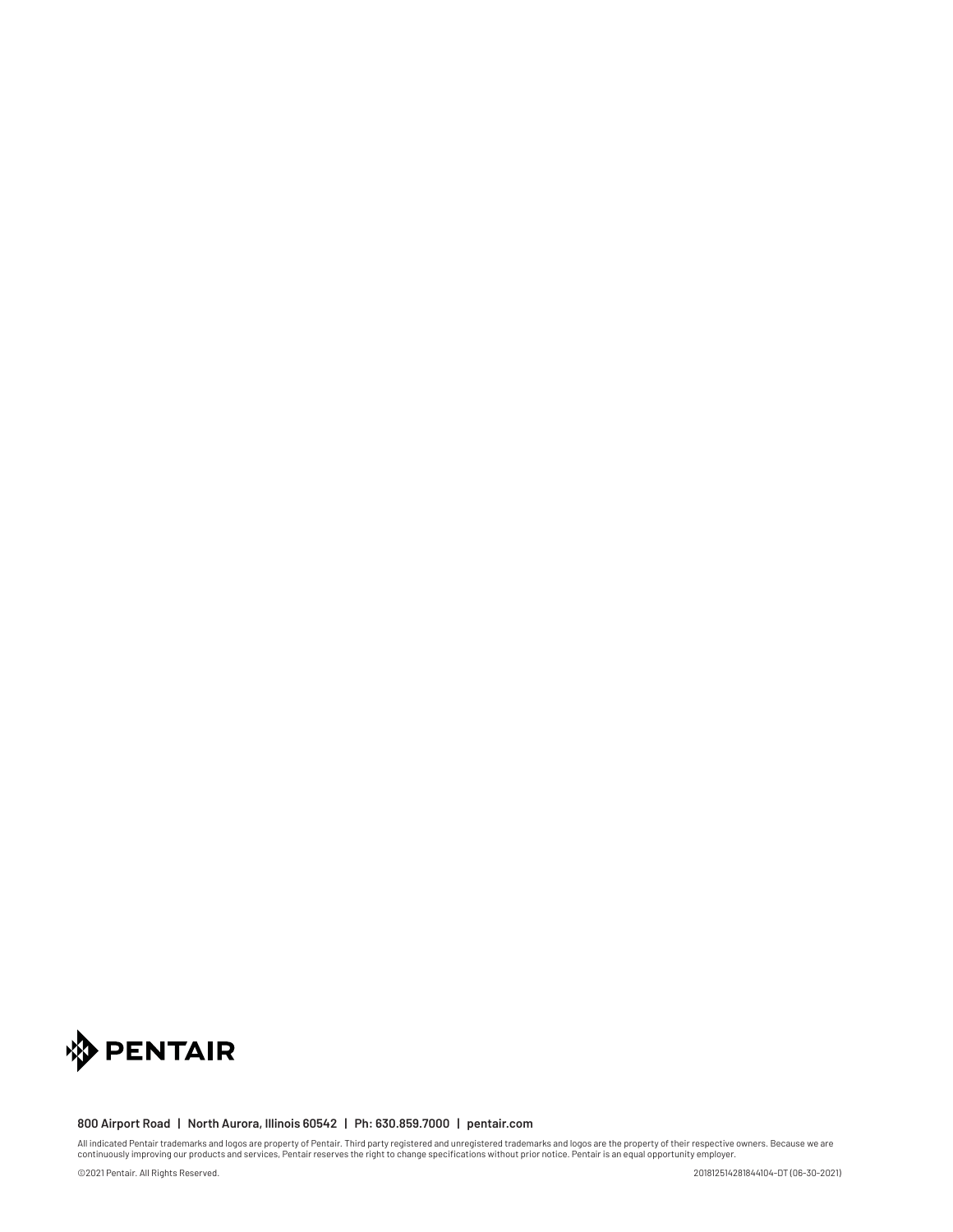PENTAIR

**800 Airport Road | North Aurora, Illinois 60542 | Ph: 630.859.7000 | pentair.com**

All indicated Pentair trademarks and logos are property of Pentair. Third party registered and unregistered trademarks and logos are the property of their respective owners. Because we are continuously improving our products and services, Pentair reserves the right to change specifications without prior notice. Pentair is an equal opportunity employer.

©2021 Pentair. All Rights Reserved.

201812514281844104-DT (06-30-2021)